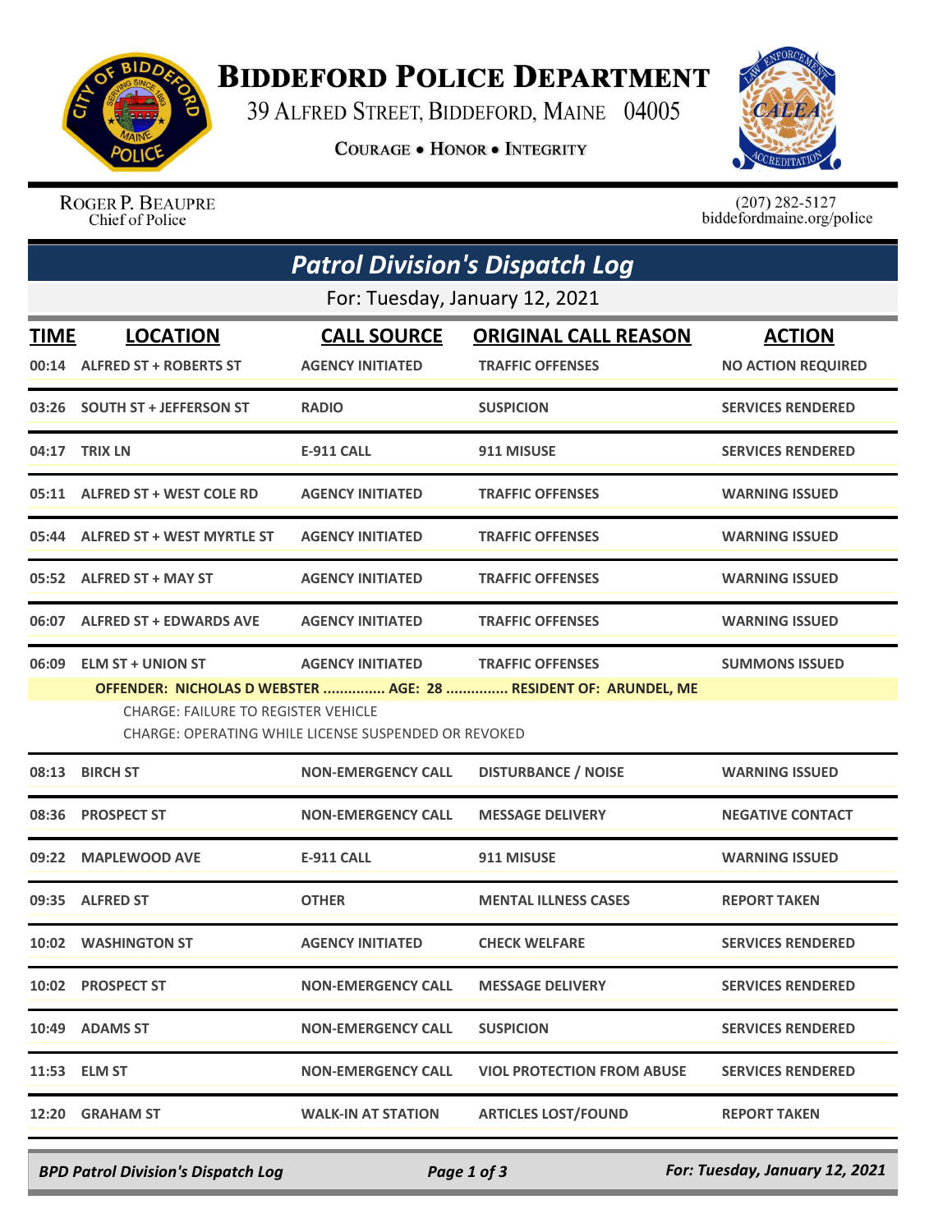# Biddeford Police Department

39 Alfred Street, Biddeford, Maine 04005

**Courage • Honor • Integrity**

Roger P. Beaupre
Chief of Police

(207) 282-5127
biddefordmaine.org/police

## *Patrol Division's Dispatch Log*

For: Tuesday, January 12, 2021

| TIME | LOCATION | CALL SOURCE | ORIGINAL CALL REASON | ACTION |
|---|---|---|---|---|
| 00:14 | ALFRED ST + ROBERTS ST | AGENCY INITIATED | TRAFFIC OFFENSES | NO ACTION REQUIRED |
| 03:26 | SOUTH ST + JEFFERSON ST | RADIO | SUSPICION | SERVICES RENDERED |
| 04:17 | TRIX LN | E-911 CALL | 911 MISUSE | SERVICES RENDERED |
| 05:11 | ALFRED ST + WEST COLE RD | AGENCY INITIATED | TRAFFIC OFFENSES | WARNING ISSUED |
| 05:44 | ALFRED ST + WEST MYRTLE ST | AGENCY INITIATED | TRAFFIC OFFENSES | WARNING ISSUED |
| 05:52 | ALFRED ST + MAY ST | AGENCY INITIATED | TRAFFIC OFFENSES | WARNING ISSUED |
| 06:07 | ALFRED ST + EDWARDS AVE | AGENCY INITIATED | TRAFFIC OFFENSES | WARNING ISSUED |
| 06:09 | ELM ST + UNION ST | AGENCY INITIATED | TRAFFIC OFFENSES | SUMMONS ISSUED |

**OFFENDER: NICHOLAS D WEBSTER ............... AGE: 28 ............... RESIDENT OF: ARUNDEL, ME**

CHARGE: FAILURE TO REGISTER VEHICLE
CHARGE: OPERATING WHILE LICENSE SUSPENDED OR REVOKED

| TIME | LOCATION | CALL SOURCE | ORIGINAL CALL REASON | ACTION |
|---|---|---|---|---|
| 08:13 | BIRCH ST | NON-EMERGENCY CALL | DISTURBANCE / NOISE | WARNING ISSUED |
| 08:36 | PROSPECT ST | NON-EMERGENCY CALL | MESSAGE DELIVERY | NEGATIVE CONTACT |
| 09:22 | MAPLEWOOD AVE | E-911 CALL | 911 MISUSE | WARNING ISSUED |
| 09:35 | ALFRED ST | OTHER | MENTAL ILLNESS CASES | REPORT TAKEN |
| 10:02 | WASHINGTON ST | AGENCY INITIATED | CHECK WELFARE | SERVICES RENDERED |
| 10:02 | PROSPECT ST | NON-EMERGENCY CALL | MESSAGE DELIVERY | SERVICES RENDERED |
| 10:49 | ADAMS ST | NON-EMERGENCY CALL | SUSPICION | SERVICES RENDERED |
| 11:53 | ELM ST | NON-EMERGENCY CALL | VIOL PROTECTION FROM ABUSE | SERVICES RENDERED |
| 12:20 | GRAHAM ST | WALK-IN AT STATION | ARTICLES LOST/FOUND | REPORT TAKEN |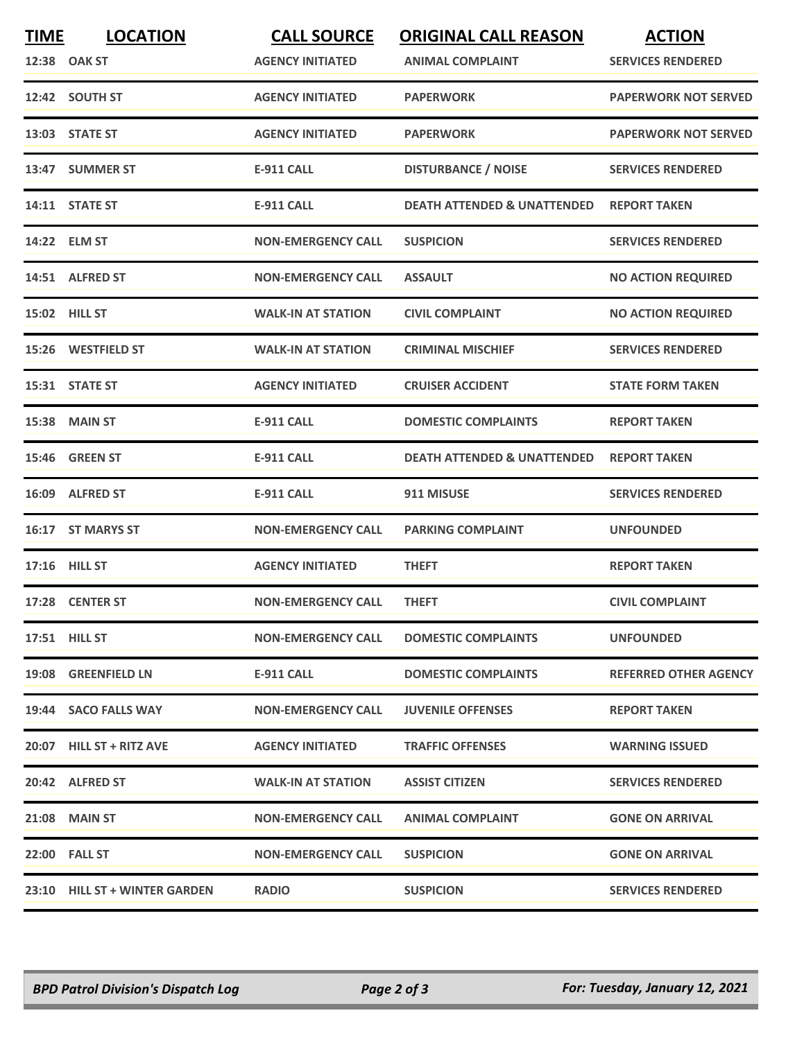| TIME | LOCATION | CALL SOURCE | ORIGINAL CALL REASON | ACTION |
|---|---|---|---|---|
| 12:38 | OAK ST | AGENCY INITIATED | ANIMAL COMPLAINT | SERVICES RENDERED |
| 12:42 | SOUTH ST | AGENCY INITIATED | PAPERWORK | PAPERWORK NOT SERVED |
| 13:03 | STATE ST | AGENCY INITIATED | PAPERWORK | PAPERWORK NOT SERVED |
| 13:47 | SUMMER ST | E-911 CALL | DISTURBANCE / NOISE | SERVICES RENDERED |
| 14:11 | STATE ST | E-911 CALL | DEATH ATTENDED & UNATTENDED | REPORT TAKEN |
| 14:22 | ELM ST | NON-EMERGENCY CALL | SUSPICION | SERVICES RENDERED |
| 14:51 | ALFRED ST | NON-EMERGENCY CALL | ASSAULT | NO ACTION REQUIRED |
| 15:02 | HILL ST | WALK-IN AT STATION | CIVIL COMPLAINT | NO ACTION REQUIRED |
| 15:26 | WESTFIELD ST | WALK-IN AT STATION | CRIMINAL MISCHIEF | SERVICES RENDERED |
| 15:31 | STATE ST | AGENCY INITIATED | CRUISER ACCIDENT | STATE FORM TAKEN |
| 15:38 | MAIN ST | E-911 CALL | DOMESTIC COMPLAINTS | REPORT TAKEN |
| 15:46 | GREEN ST | E-911 CALL | DEATH ATTENDED & UNATTENDED | REPORT TAKEN |
| 16:09 | ALFRED ST | E-911 CALL | 911 MISUSE | SERVICES RENDERED |
| 16:17 | ST MARYS ST | NON-EMERGENCY CALL | PARKING COMPLAINT | UNFOUNDED |
| 17:16 | HILL ST | AGENCY INITIATED | THEFT | REPORT TAKEN |
| 17:28 | CENTER ST | NON-EMERGENCY CALL | THEFT | CIVIL COMPLAINT |
| 17:51 | HILL ST | NON-EMERGENCY CALL | DOMESTIC COMPLAINTS | UNFOUNDED |
| 19:08 | GREENFIELD LN | E-911 CALL | DOMESTIC COMPLAINTS | REFERRED OTHER AGENCY |
| 19:44 | SACO FALLS WAY | NON-EMERGENCY CALL | JUVENILE OFFENSES | REPORT TAKEN |
| 20:07 | HILL ST + RITZ AVE | AGENCY INITIATED | TRAFFIC OFFENSES | WARNING ISSUED |
| 20:42 | ALFRED ST | WALK-IN AT STATION | ASSIST CITIZEN | SERVICES RENDERED |
| 21:08 | MAIN ST | NON-EMERGENCY CALL | ANIMAL COMPLAINT | GONE ON ARRIVAL |
| 22:00 | FALL ST | NON-EMERGENCY CALL | SUSPICION | GONE ON ARRIVAL |
| 23:10 | HILL ST + WINTER GARDEN | RADIO | SUSPICION | SERVICES RENDERED |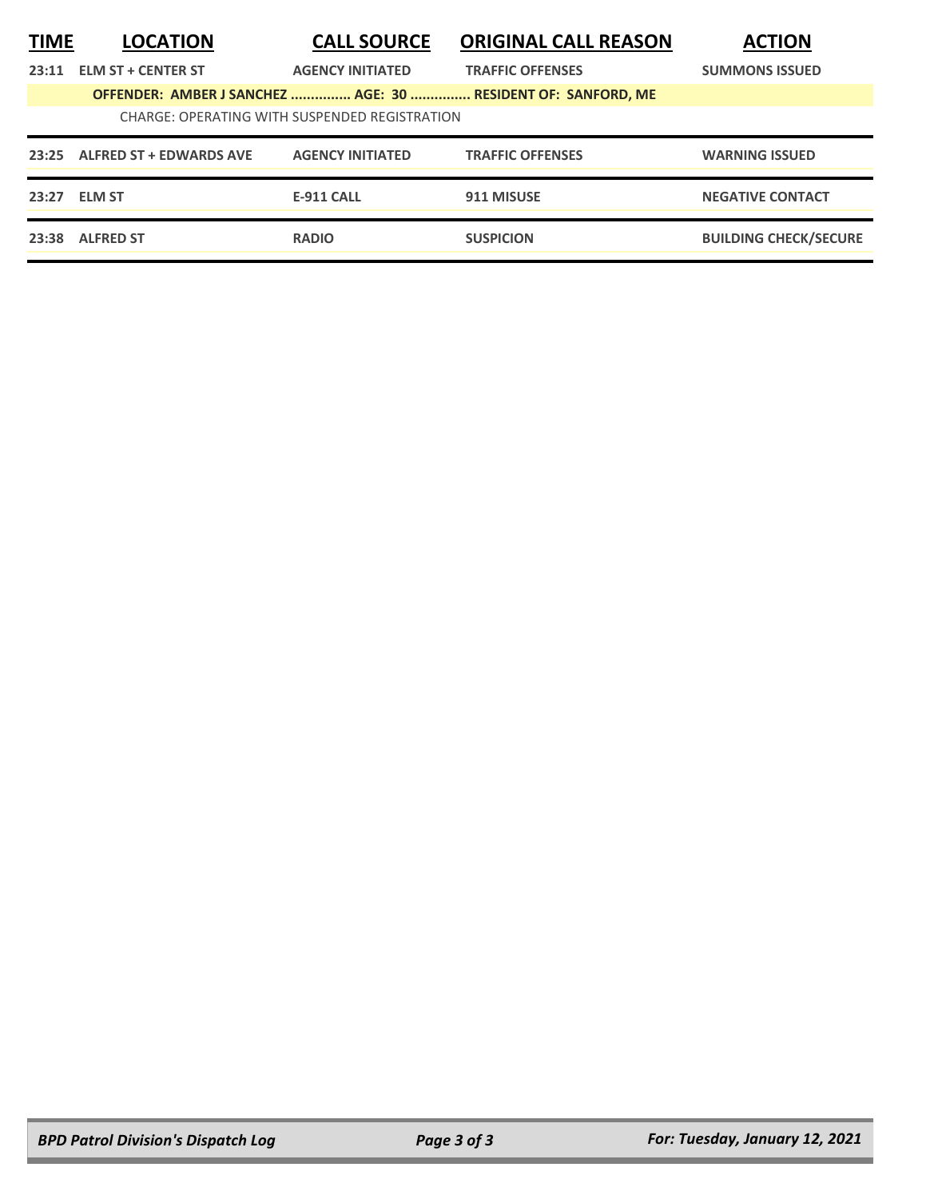| TIME | LOCATION | CALL SOURCE | ORIGINAL CALL REASON | ACTION |
|---|---|---|---|---|
| 23:11 | ELM ST + CENTER ST | AGENCY INITIATED | TRAFFIC OFFENSES | SUMMONS ISSUED |
| | OFFENDER: AMBER J SANCHEZ ............... AGE: 30 ............... RESIDENT OF: SANFORD, ME | | | |
| | CHARGE: OPERATING WITH SUSPENDED REGISTRATION | | | |
| 23:25 | ALFRED ST + EDWARDS AVE | AGENCY INITIATED | TRAFFIC OFFENSES | WARNING ISSUED |
| 23:27 | ELM ST | E-911 CALL | 911 MISUSE | NEGATIVE CONTACT |
| 23:38 | ALFRED ST | RADIO | SUSPICION | BUILDING CHECK/SECURE |